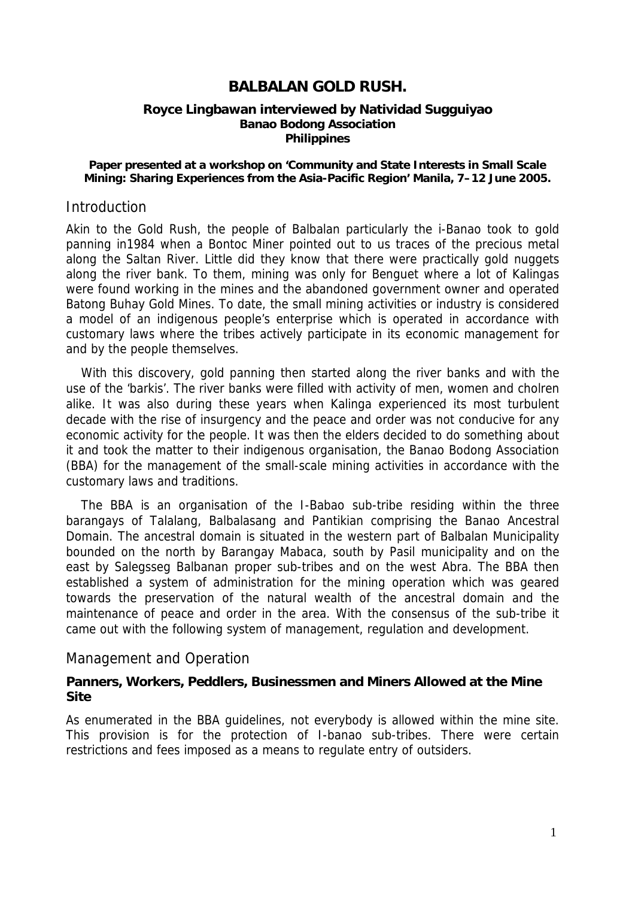# BALBALAN GOLD RUSH.

**Royce Lingbawan interviewed by Natividad Sugguiyao**
**Banao Bodong Association**
**Philippines**

**Paper presented at a workshop on 'Community and State Interests in Small Scale Mining: Sharing Experiences from the Asia-Pacific Region' Manila, 7–12 June 2005.**

## Introduction

Akin to the Gold Rush, the people of Balbalan particularly the i-Banao took to gold panning in1984 when a Bontoc Miner pointed out to us traces of the precious metal along the Saltan River. Little did they know that there were practically gold nuggets along the river bank. To them, mining was only for Benguet where a lot of Kalingas were found working in the mines and the abandoned government owner and operated Batong Buhay Gold Mines. To date, the small mining activities or industry is considered a model of an indigenous people's enterprise which is operated in accordance with customary laws where the tribes actively participate in its economic management for and by the people themselves.

With this discovery, gold panning then started along the river banks and with the use of the 'barkis'. The river banks were filled with activity of men, women and cholren alike. It was also during these years when Kalinga experienced its most turbulent decade with the rise of insurgency and the peace and order was not conducive for any economic activity for the people. It was then the elders decided to do something about it and took the matter to their indigenous organisation, the Banao Bodong Association (BBA) for the management of the small-scale mining activities in accordance with the customary laws and traditions.

The BBA is an organisation of the I-Babao sub-tribe residing within the three barangays of Talalang, Balbalasang and Pantikian comprising the Banao Ancestral Domain. The ancestral domain is situated in the western part of Balbalan Municipality bounded on the north by Barangay Mabaca, south by Pasil municipality and on the east by Salegsseg Balbanan proper sub-tribes and on the west Abra. The BBA then established a system of administration for the mining operation which was geared towards the preservation of the natural wealth of the ancestral domain and the maintenance of peace and order in the area. With the consensus of the sub-tribe it came out with the following system of management, regulation and development.

## Management and Operation

### Panners, Workers, Peddlers, Businessmen and Miners Allowed at the Mine Site

As enumerated in the BBA guidelines, not everybody is allowed within the mine site. This provision is for the protection of I-banao sub-tribes. There were certain restrictions and fees imposed as a means to regulate entry of outsiders.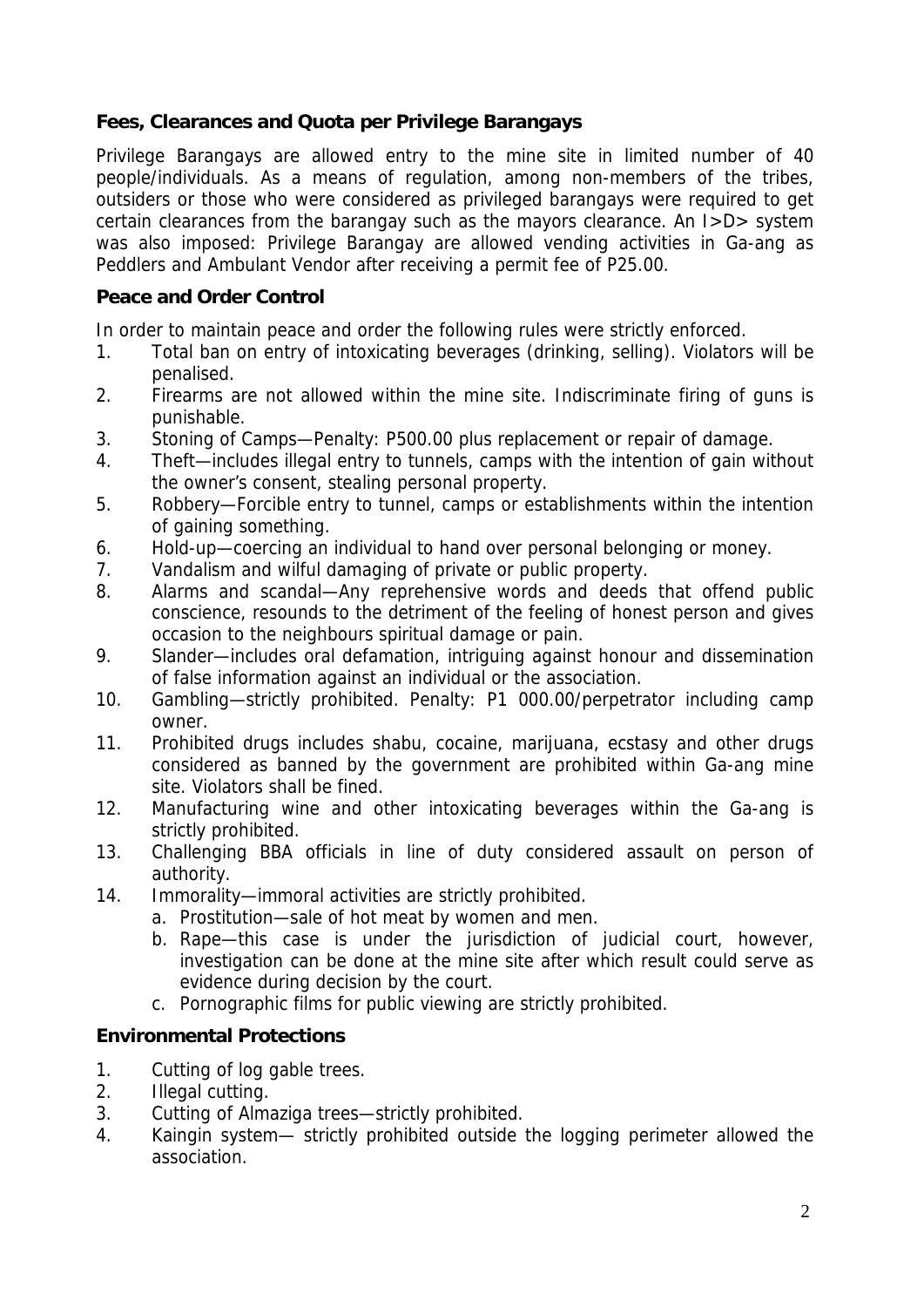### Fees, Clearances and Quota per Privilege Barangays

Privilege Barangays are allowed entry to the mine site in limited number of 40 people/individuals. As a means of regulation, among non-members of the tribes, outsiders or those who were considered as privileged barangays were required to get certain clearances from the barangay such as the mayors clearance. An I>D> system was also imposed: Privilege Barangay are allowed vending activities in Ga-ang as Peddlers and Ambulant Vendor after receiving a permit fee of P25.00.

### Peace and Order Control

In order to maintain peace and order the following rules were strictly enforced.

1. Total ban on entry of intoxicating beverages (drinking, selling). Violators will be penalised.
2. Firearms are not allowed within the mine site. Indiscriminate firing of guns is punishable.
3. Stoning of Camps—Penalty: P500.00 plus replacement or repair of damage.
4. Theft—includes illegal entry to tunnels, camps with the intention of gain without the owner's consent, stealing personal property.
5. Robbery—Forcible entry to tunnel, camps or establishments within the intention of gaining something.
6. Hold-up—coercing an individual to hand over personal belonging or money.
7. Vandalism and wilful damaging of private or public property.
8. Alarms and scandal—Any reprehensive words and deeds that offend public conscience, resounds to the detriment of the feeling of honest person and gives occasion to the neighbours spiritual damage or pain.
9. Slander—includes oral defamation, intriguing against honour and dissemination of false information against an individual or the association.
10. Gambling—strictly prohibited. Penalty: P1 000.00/perpetrator including camp owner.
11. Prohibited drugs includes shabu, cocaine, marijuana, ecstasy and other drugs considered as banned by the government are prohibited within Ga-ang mine site. Violators shall be fined.
12. Manufacturing wine and other intoxicating beverages within the Ga-ang is strictly prohibited.
13. Challenging BBA officials in line of duty considered assault on person of authority.
14. Immorality—immoral activities are strictly prohibited.
    a. Prostitution—sale of hot meat by women and men.
    b. Rape—this case is under the jurisdiction of judicial court, however, investigation can be done at the mine site after which result could serve as evidence during decision by the court.
    c. Pornographic films for public viewing are strictly prohibited.

### Environmental Protections

1. Cutting of log gable trees.
2. Illegal cutting.
3. Cutting of Almaziga trees—strictly prohibited.
4. Kaingin system— strictly prohibited outside the logging perimeter allowed the association.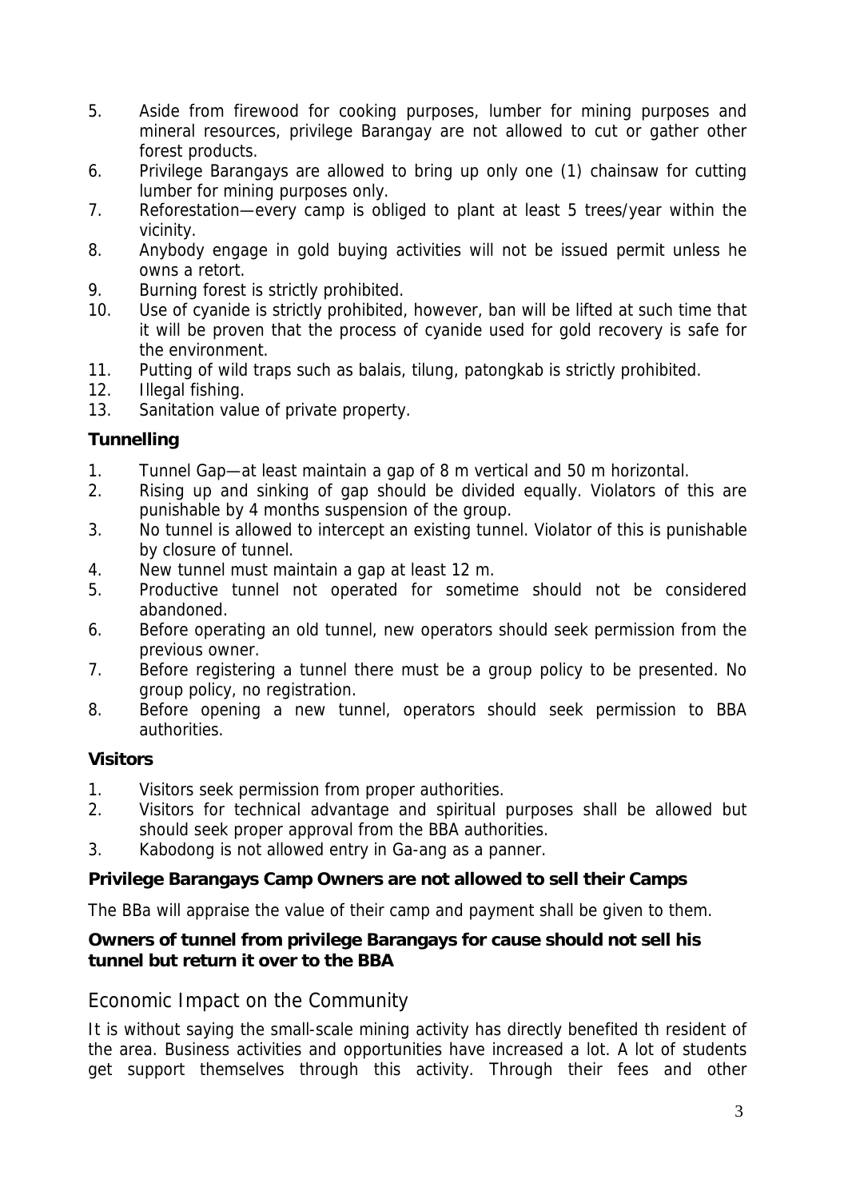5. Aside from firewood for cooking purposes, lumber for mining purposes and mineral resources, privilege Barangay are not allowed to cut or gather other forest products.
6. Privilege Barangays are allowed to bring up only one (1) chainsaw for cutting lumber for mining purposes only.
7. Reforestation—every camp is obliged to plant at least 5 trees/year within the vicinity.
8. Anybody engage in gold buying activities will not be issued permit unless he owns a retort.
9. Burning forest is strictly prohibited.
10. Use of cyanide is strictly prohibited, however, ban will be lifted at such time that it will be proven that the process of cyanide used for gold recovery is safe for the environment.
11. Putting of wild traps such as balais, tilung, patongkab is strictly prohibited.
12. Illegal fishing.
13. Sanitation value of private property.

**Tunnelling**

1. Tunnel Gap—at least maintain a gap of 8 m vertical and 50 m horizontal.
2. Rising up and sinking of gap should be divided equally. Violators of this are punishable by 4 months suspension of the group.
3. No tunnel is allowed to intercept an existing tunnel. Violator of this is punishable by closure of tunnel.
4. New tunnel must maintain a gap at least 12 m.
5. Productive tunnel not operated for sometime should not be considered abandoned.
6. Before operating an old tunnel, new operators should seek permission from the previous owner.
7. Before registering a tunnel there must be a group policy to be presented. No group policy, no registration.
8. Before opening a new tunnel, operators should seek permission to BBA authorities.

**Visitors**

1. Visitors seek permission from proper authorities.
2. Visitors for technical advantage and spiritual purposes shall be allowed but should seek proper approval from the BBA authorities.
3. Kabodong is not allowed entry in Ga-ang as a panner.

**Privilege Barangays Camp Owners are not allowed to sell their Camps**

The BBa will appraise the value of their camp and payment shall be given to them.

**Owners of tunnel from privilege Barangays for cause should not sell his tunnel but return it over to the BBA**

## Economic Impact on the Community

It is without saying the small-scale mining activity has directly benefited th resident of the area. Business activities and opportunities have increased a lot. A lot of students get support themselves through this activity. Through their fees and other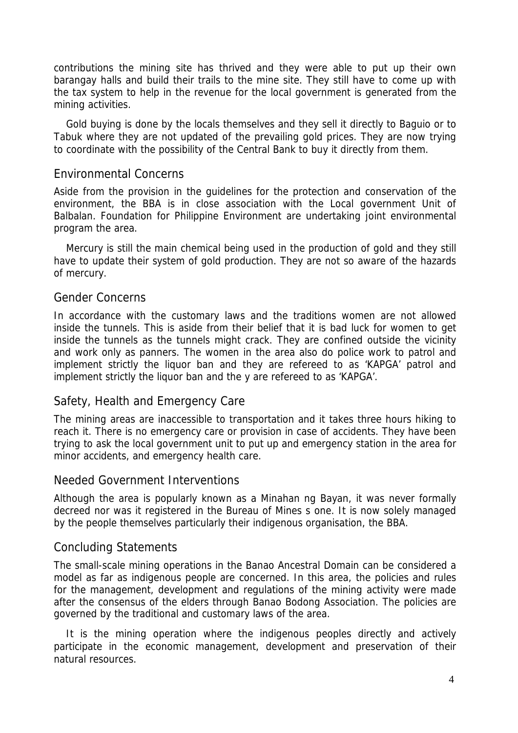contributions the mining site has thrived and they were able to put up their own barangay halls and build their trails to the mine site. They still have to come up with the tax system to help in the revenue for the local government is generated from the mining activities.

Gold buying is done by the locals themselves and they sell it directly to Baguio or to Tabuk where they are not updated of the prevailing gold prices. They are now trying to coordinate with the possibility of the Central Bank to buy it directly from them.

## Environmental Concerns

Aside from the provision in the guidelines for the protection and conservation of the environment, the BBA is in close association with the Local government Unit of Balbalan. Foundation for Philippine Environment are undertaking joint environmental program the area.

Mercury is still the main chemical being used in the production of gold and they still have to update their system of gold production. They are not so aware of the hazards of mercury.

## Gender Concerns

In accordance with the customary laws and the traditions women are not allowed inside the tunnels. This is aside from their belief that it is bad luck for women to get inside the tunnels as the tunnels might crack. They are confined outside the vicinity and work only as panners. The women in the area also do police work to patrol and implement strictly the liquor ban and they are refereed to as 'KAPGA' patrol and implement strictly the liquor ban and the y are refereed to as 'KAPGA'.

## Safety, Health and Emergency Care

The mining areas are inaccessible to transportation and it takes three hours hiking to reach it. There is no emergency care or provision in case of accidents. They have been trying to ask the local government unit to put up and emergency station in the area for minor accidents, and emergency health care.

## Needed Government Interventions

Although the area is popularly known as a Minahan ng Bayan, it was never formally decreed nor was it registered in the Bureau of Mines s one. It is now solely managed by the people themselves particularly their indigenous organisation, the BBA.

## Concluding Statements

The small-scale mining operations in the Banao Ancestral Domain can be considered a model as far as indigenous people are concerned. In this area, the policies and rules for the management, development and regulations of the mining activity were made after the consensus of the elders through Banao Bodong Association. The policies are governed by the traditional and customary laws of the area.

It is the mining operation where the indigenous peoples directly and actively participate in the economic management, development and preservation of their natural resources.